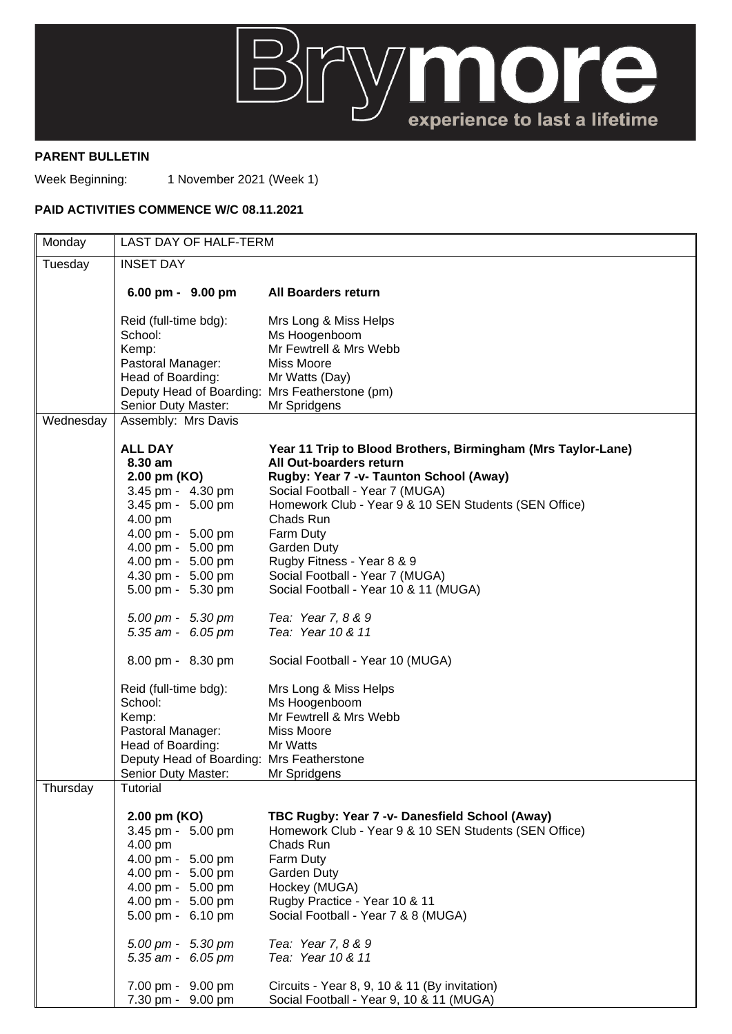Brymore
experience to last a lifetime

**PARENT BULLETIN**

Week Beginning: 1 November 2021 (Week 1)

**PAID ACTIVITIES COMMENCE W/C 08.11.2021**

| Day | | |
|---|---|---|
| Monday | LAST DAY OF HALF-TERM | |
| Tuesday | INSET DAY | |
| | **6.00 pm - 9.00 pm** | **All Boarders return** |
| | Reid (full-time bdg): | Mrs Long & Miss Helps |
| | School: | Ms Hoogenboom |
| | Kemp: | Mr Fewtrell & Mrs Webb |
| | Pastoral Manager: | Miss Moore |
| | Head of Boarding: | Mr Watts (Day) |
| | Deputy Head of Boarding: | Mrs Featherstone (pm) |
| | Senior Duty Master: | Mr Spridgens |
| Wednesday | Assembly: Mrs Davis | |
| | **ALL DAY** | **Year 11 Trip to Blood Brothers, Birmingham (Mrs Taylor-Lane)** |
| | **8.30 am** | **All Out-boarders return** |
| | **2.00 pm (KO)** | **Rugby: Year 7 -v- Taunton School (Away)** |
| | 3.45 pm - 4.30 pm | Social Football - Year 7 (MUGA) |
| | 3.45 pm - 5.00 pm | Homework Club - Year 9 & 10 SEN Students (SEN Office) |
| | 4.00 pm | Chads Run |
| | 4.00 pm - 5.00 pm | Farm Duty |
| | 4.00 pm - 5.00 pm | Garden Duty |
| | 4.00 pm - 5.00 pm | Rugby Fitness - Year 8 & 9 |
| | 4.30 pm - 5.00 pm | Social Football - Year 7 (MUGA) |
| | 5.00 pm - 5.30 pm | Social Football - Year 10 & 11 (MUGA) |
| | *5.00 pm - 5.30 pm* | *Tea: Year 7, 8 & 9* |
| | *5.35 am - 6.05 pm* | *Tea: Year 10 & 11* |
| | 8.00 pm - 8.30 pm | Social Football - Year 10 (MUGA) |
| | Reid (full-time bdg): | Mrs Long & Miss Helps |
| | School: | Ms Hoogenboom |
| | Kemp: | Mr Fewtrell & Mrs Webb |
| | Pastoral Manager: | Miss Moore |
| | Head of Boarding: | Mr Watts |
| | Deputy Head of Boarding: | Mrs Featherstone |
| | Senior Duty Master: | Mr Spridgens |
| Thursday | Tutorial | |
| | **2.00 pm (KO)** | **TBC Rugby: Year 7 -v- Danesfield School (Away)** |
| | 3.45 pm - 5.00 pm | Homework Club - Year 9 & 10 SEN Students (SEN Office) |
| | 4.00 pm | Chads Run |
| | 4.00 pm - 5.00 pm | Farm Duty |
| | 4.00 pm - 5.00 pm | Garden Duty |
| | 4.00 pm - 5.00 pm | Hockey (MUGA) |
| | 4.00 pm - 5.00 pm | Rugby Practice - Year 10 & 11 |
| | 5.00 pm - 6.10 pm | Social Football - Year 7 & 8 (MUGA) |
| | *5.00 pm - 5.30 pm* | *Tea: Year 7, 8 & 9* |
| | *5.35 am - 6.05 pm* | *Tea: Year 10 & 11* |
| | 7.00 pm - 9.00 pm | Circuits - Year 8, 9, 10 & 11 (By invitation) |
| | 7.30 pm - 9.00 pm | Social Football - Year 9, 10 & 11 (MUGA) |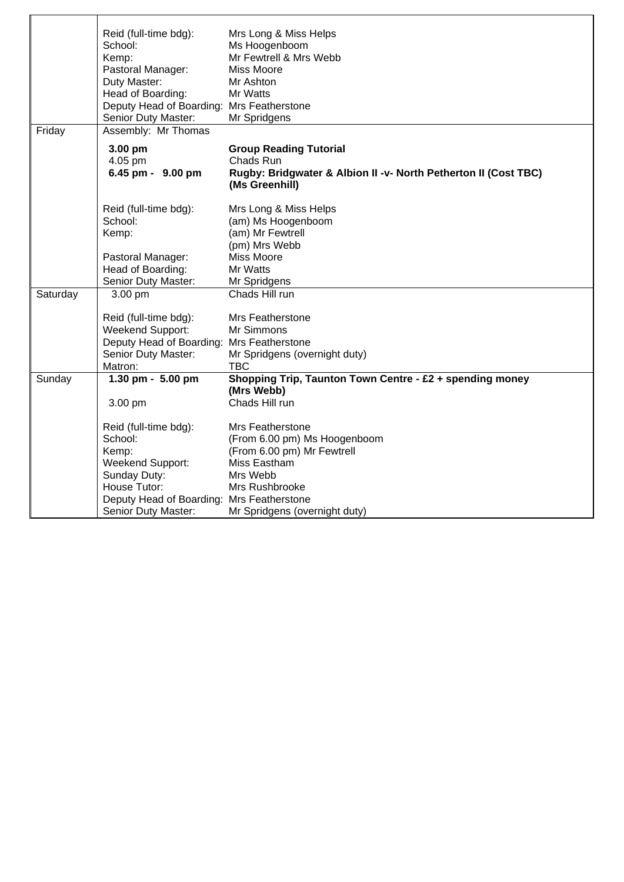| | | |
|---|---|---|
| | Reid (full-time bdg): | Mrs Long & Miss Helps |
| | School: | Ms Hoogenboom |
| | Kemp: | Mr Fewtrell & Mrs Webb |
| | Pastoral Manager: | Miss Moore |
| | Duty Master: | Mr Ashton |
| | Head of Boarding: | Mr Watts |
| | Deputy Head of Boarding: | Mrs Featherstone |
| | Senior Duty Master: | Mr Spridgens |
| Friday | Assembly: Mr Thomas | |
| | **3.00 pm** | **Group Reading Tutorial** |
| | 4.05 pm | Chads Run |
| | **6.45 pm - 9.00 pm** | **Rugby: Bridgwater & Albion II -v- North Petherton II (Cost TBC) (Ms Greenhill)** |
| | Reid (full-time bdg): | Mrs Long & Miss Helps |
| | School: | (am) Ms Hoogenboom |
| | Kemp: | (am) Mr Fewtrell<br>(pm) Mrs Webb |
| | Pastoral Manager: | Miss Moore |
| | Head of Boarding: | Mr Watts |
| | Senior Duty Master: | Mr Spridgens |
| Saturday | 3.00 pm | Chads Hill run |
| | Reid (full-time bdg): | Mrs Featherstone |
| | Weekend Support: | Mr Simmons |
| | Deputy Head of Boarding: | Mrs Featherstone |
| | Senior Duty Master: | Mr Spridgens (overnight duty) |
| | Matron: | TBC |
| Sunday | **1.30 pm - 5.00 pm** | **Shopping Trip, Taunton Town Centre - £2 + spending money (Mrs Webb)** |
| | 3.00 pm | Chads Hill run |
| | Reid (full-time bdg): | Mrs Featherstone |
| | School: | (From 6.00 pm) Ms Hoogenboom |
| | Kemp: | (From 6.00 pm) Mr Fewtrell |
| | Weekend Support: | Miss Eastham |
| | Sunday Duty: | Mrs Webb |
| | House Tutor: | Mrs Rushbrooke |
| | Deputy Head of Boarding: | Mrs Featherstone |
| | Senior Duty Master: | Mr Spridgens (overnight duty) |